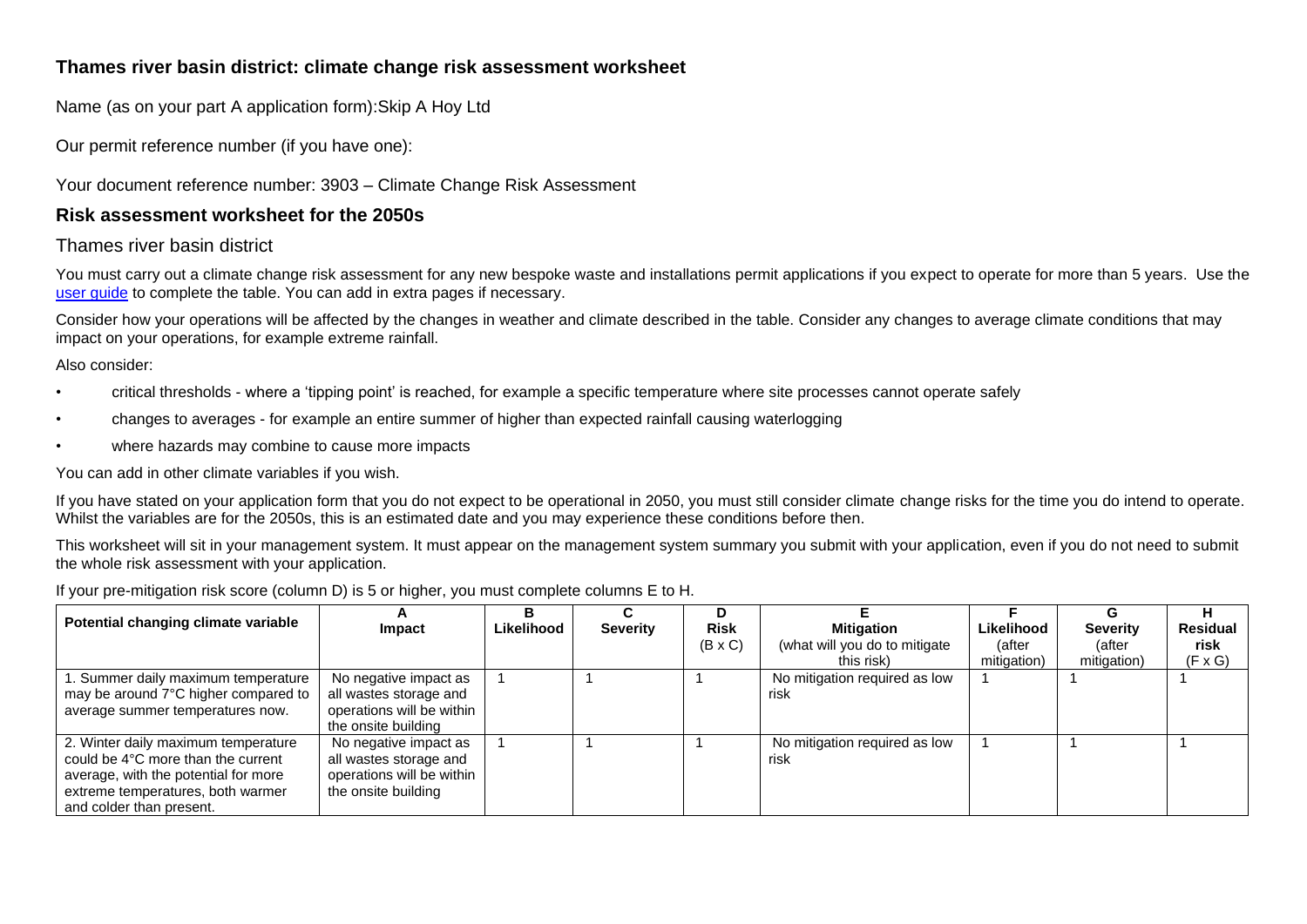## Thames river basin district: climate change risk assessment worksheet

Name (as on your part A application form):Skip A Hoy Ltd

Our permit reference number (if you have one):

Your document reference number: 3903 – Climate Change Risk Assessment

## Risk assessment worksheet for the 2050s

### Thames river basin district

You must carry out a climate change risk assessment for any new bespoke waste and installations permit applications if you expect to operate for more than 5 years. Use the [user guide](user guide) to complete the table. You can add in extra pages if necessary.

Consider how your operations will be affected by the changes in weather and climate described in the table. Consider any changes to average climate conditions that may impact on your operations, for example extreme rainfall.

Also consider:

- critical thresholds - where a 'tipping point' is reached, for example a specific temperature where site processes cannot operate safely
- changes to averages - for example an entire summer of higher than expected rainfall causing waterlogging
- where hazards may combine to cause more impacts

You can add in other climate variables if you wish.

If you have stated on your application form that you do not expect to be operational in 2050, you must still consider climate change risks for the time you do intend to operate. Whilst the variables are for the 2050s, this is an estimated date and you may experience these conditions before then.

This worksheet will sit in your management system. It must appear on the management system summary you submit with your application, even if you do not need to submit the whole risk assessment with your application.

If your pre-mitigation risk score (column D) is 5 or higher, you must complete columns E to H.

| Potential changing climate variable | A<br>Impact | B<br>Likelihood | C<br>Severity | D<br>Risk<br>(B x C) | E<br>Mitigation<br>(what will you do to mitigate this risk) | F<br>Likelihood<br>(after mitigation) | G<br>Severity<br>(after mitigation) | H<br>Residual risk<br>(F x G) |
|---|---|---|---|---|---|---|---|---|
| 1. Summer daily maximum temperature may be around 7°C higher compared to average summer temperatures now. | No negative impact as all wastes storage and operations will be within the onsite building | 1 | 1 | 1 | No mitigation required as low risk | 1 | 1 | 1 |
| 2. Winter daily maximum temperature could be 4°C more than the current average, with the potential for more extreme temperatures, both warmer and colder than present. | No negative impact as all wastes storage and operations will be within the onsite building | 1 | 1 | 1 | No mitigation required as low risk | 1 | 1 | 1 |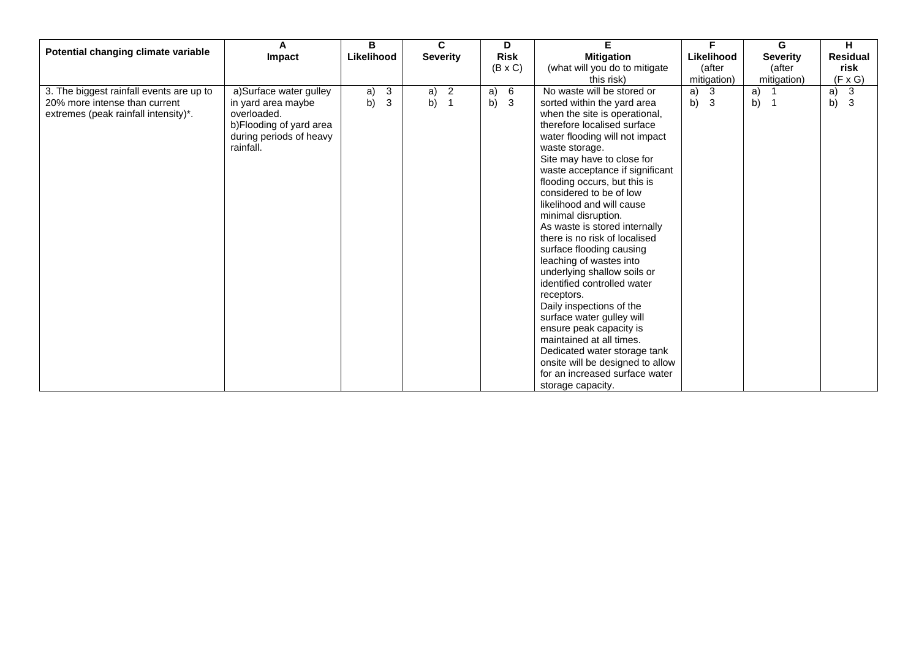| Potential changing climate variable | A<br>Impact | B<br>Likelihood | C<br>Severity | D<br>Risk<br>(B x C) | E<br>Mitigation<br>(what will you do to mitigate this risk) | F<br>Likelihood<br>(after mitigation) | G<br>Severity<br>(after mitigation) | H<br>Residual risk<br>(F x G) |
|---|---|---|---|---|---|---|---|---|
| 3. The biggest rainfall events are up to 20% more intense than current extremes (peak rainfall intensity)*. | a)Surface water gulley in yard area maybe overloaded.<br>b)Flooding of yard area during periods of heavy rainfall. | a) 3<br>b) 3 | a) 2<br>b) 1 | a) 6<br>b) 3 | No waste will be stored or sorted within the yard area when the site is operational, therefore localised surface water flooding will not impact waste storage.<br>Site may have to close for waste acceptance if significant flooding occurs, but this is considered to be of low likelihood and will cause minimal disruption.<br>As waste is stored internally there is no risk of localised surface flooding causing leaching of wastes into underlying shallow soils or identified controlled water receptors.<br>Daily inspections of the surface water gulley will ensure peak capacity is maintained at all times.<br>Dedicated water storage tank onsite will be designed to allow for an increased surface water storage capacity. | a) 3<br>b) 3 | a) 1<br>b) 1 | a) 3<br>b) 3 |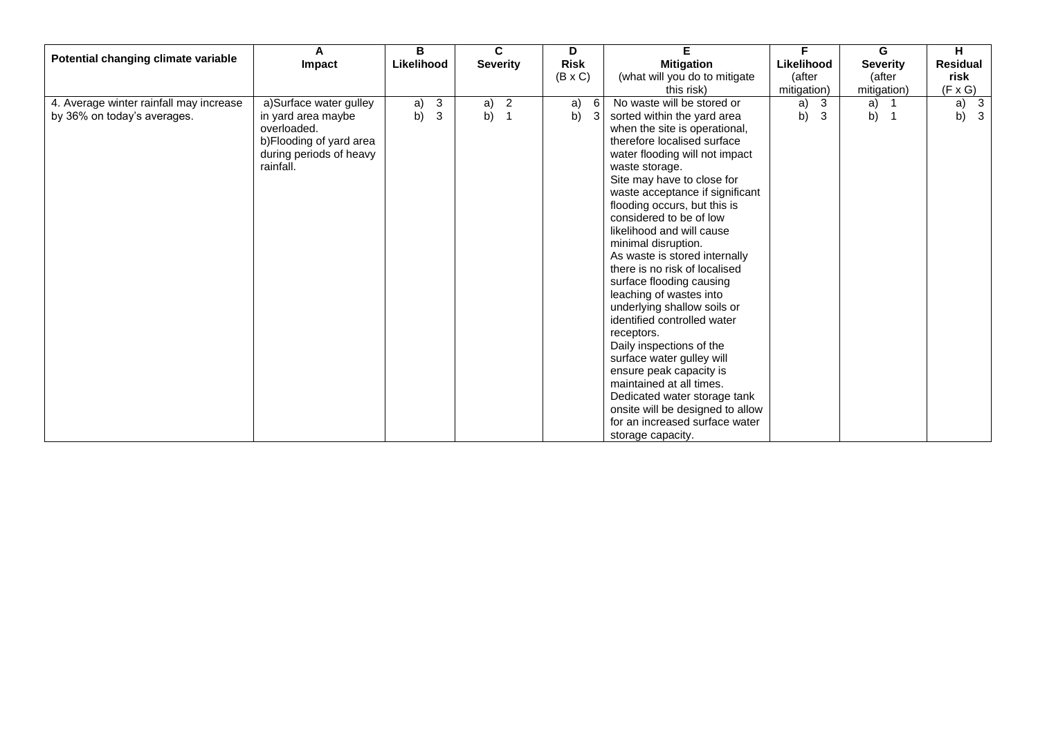| Potential changing climate variable | A<br>Impact | B<br>Likelihood | C<br>Severity | D<br>Risk<br>(B x C) | E<br>Mitigation<br>(what will you do to mitigate this risk) | F<br>Likelihood<br>(after mitigation) | G<br>Severity<br>(after mitigation) | H<br>Residual risk<br>(F x G) |
|---|---|---|---|---|---|---|---|---|
| 4. Average winter rainfall may increase by 36% on today's averages. | a)Surface water gulley in yard area maybe overloaded.<br>b)Flooding of yard area during periods of heavy rainfall. | a) 3<br>b) 3 | a) 2<br>b) 1 | a) 6<br>b) 3 | No waste will be stored or sorted within the yard area when the site is operational, therefore localised surface water flooding will not impact waste storage.<br>Site may have to close for waste acceptance if significant flooding occurs, but this is considered to be of low likelihood and will cause minimal disruption.<br>As waste is stored internally there is no risk of localised surface flooding causing leaching of wastes into underlying shallow soils or identified controlled water receptors.<br>Daily inspections of the surface water gulley will ensure peak capacity is maintained at all times.<br>Dedicated water storage tank onsite will be designed to allow for an increased surface water storage capacity. | a) 3<br>b) 3 | a) 1<br>b) 1 | a) 3<br>b) 3 |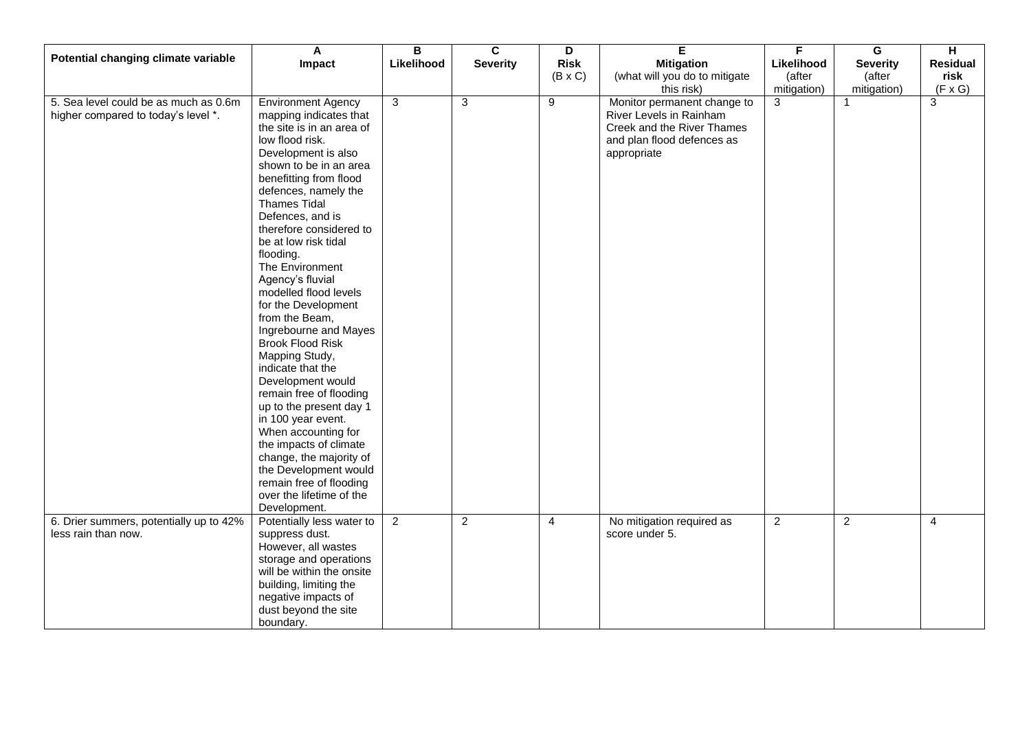| Potential changing climate variable | A<br>Impact | B<br>Likelihood | C<br>Severity | D<br>Risk<br>(B x C) | E<br>Mitigation<br>(what will you do to mitigate this risk) | F<br>Likelihood<br>(after mitigation) | G<br>Severity<br>(after mitigation) | H<br>Residual risk<br>(F x G) |
|---|---|---|---|---|---|---|---|---|
| 5. Sea level could be as much as 0.6m higher compared to today's level *. | Environment Agency mapping indicates that the site is in an area of low flood risk. Development is also shown to be in an area benefitting from flood defences, namely the Thames Tidal Defences, and is therefore considered to be at low risk tidal flooding. The Environment Agency's fluvial modelled flood levels for the Development from the Beam, Ingrebourne and Mayes Brook Flood Risk Mapping Study, indicate that the Development would remain free of flooding up to the present day 1 in 100 year event. When accounting for the impacts of climate change, the majority of the Development would remain free of flooding over the lifetime of the Development. | 3 | 3 | 9 | Monitor permanent change to River Levels in Rainham Creek and the River Thames and plan flood defences as appropriate | 3 | 1 | 3 |
| 6. Drier summers, potentially up to 42% less rain than now. | Potentially less water to suppress dust. However, all wastes storage and operations will be within the onsite building, limiting the negative impacts of dust beyond the site boundary. | 2 | 2 | 4 | No mitigation required as score under 5. | 2 | 2 | 4 |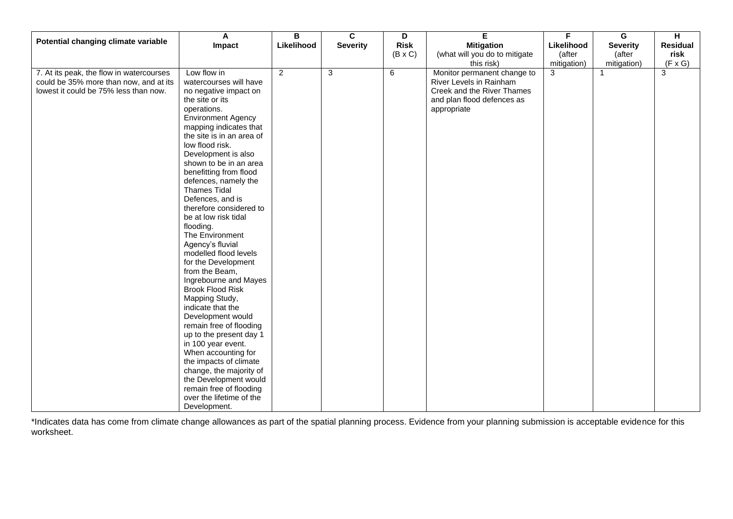| Potential changing climate variable | A<br>Impact | B<br>Likelihood | C<br>Severity | D<br>Risk<br>(B x C) | E<br>Mitigation<br>(what will you do to mitigate this risk) | F<br>Likelihood<br>(after mitigation) | G<br>Severity<br>(after mitigation) | H<br>Residual risk<br>(F x G) |
|---|---|---|---|---|---|---|---|---|
| 7. At its peak, the flow in watercourses could be 35% more than now, and at its lowest it could be 75% less than now. | Low flow in watercourses will have no negative impact on the site or its operations.<br>Environment Agency mapping indicates that the site is in an area of low flood risk.<br>Development is also shown to be in an area benefitting from flood defences, namely the Thames Tidal Defences, and is therefore considered to be at low risk tidal flooding.<br>The Environment Agency's fluvial modelled flood levels for the Development from the Beam, Ingrebourne and Mayes Brook Flood Risk Mapping Study, indicate that the Development would remain free of flooding up to the present day 1 in 100 year event.<br>When accounting for the impacts of climate change, the majority of the Development would remain free of flooding over the lifetime of the Development. | 2 | 3 | 6 | Monitor permanent change to River Levels in Rainham Creek and the River Thames and plan flood defences as appropriate | 3 | 1 | 3 |

*Indicates data has come from climate change allowances as part of the spatial planning process. Evidence from your planning submission is acceptable evidence for this worksheet.